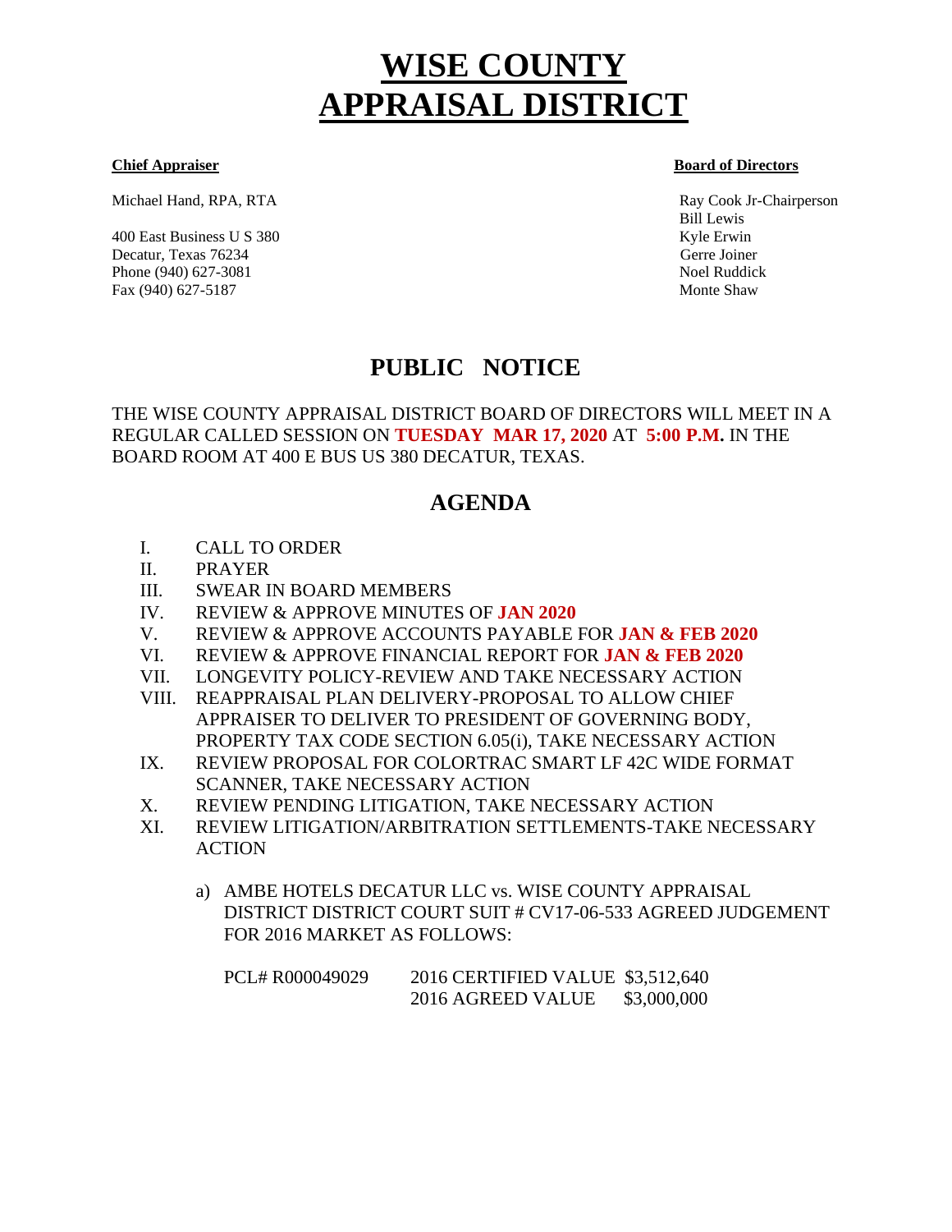# WISE COUNTY APPRAISAL DISTRICT

**Chief Appraiser**

Michael Hand, RPA, RTA

400 East Business U S 380
Decatur, Texas 76234
Phone (940) 627-3081
Fax (940) 627-5187

**Board of Directors**

Ray Cook Jr-Chairperson
Bill Lewis
Kyle Erwin
Gerre Joiner
Noel Ruddick
Monte Shaw

## PUBLIC NOTICE

THE WISE COUNTY APPRAISAL DISTRICT BOARD OF DIRECTORS WILL MEET IN A REGULAR CALLED SESSION ON **TUESDAY MAR 17, 2020** AT **5:00 P.M.** IN THE BOARD ROOM AT 400 E BUS US 380 DECATUR, TEXAS.

## AGENDA

I. CALL TO ORDER
II. PRAYER
III. SWEAR IN BOARD MEMBERS
IV. REVIEW & APPROVE MINUTES OF **JAN 2020**
V. REVIEW & APPROVE ACCOUNTS PAYABLE FOR **JAN & FEB 2020**
VI. REVIEW & APPROVE FINANCIAL REPORT FOR **JAN & FEB 2020**
VII. LONGEVITY POLICY-REVIEW AND TAKE NECESSARY ACTION
VIII. REAPPRAISAL PLAN DELIVERY-PROPOSAL TO ALLOW CHIEF APPRAISER TO DELIVER TO PRESIDENT OF GOVERNING BODY, PROPERTY TAX CODE SECTION 6.05(i), TAKE NECESSARY ACTION
IX. REVIEW PROPOSAL FOR COLORTRAC SMART LF 42C WIDE FORMAT SCANNER, TAKE NECESSARY ACTION
X. REVIEW PENDING LITIGATION, TAKE NECESSARY ACTION
XI. REVIEW LITIGATION/ARBITRATION SETTLEMENTS-TAKE NECESSARY ACTION

   a) AMBE HOTELS DECATUR LLC vs. WISE COUNTY APPRAISAL DISTRICT DISTRICT COURT SUIT # CV17-06-533 AGREED JUDGEMENT FOR 2016 MARKET AS FOLLOWS:

| PCL# R000049029 | 2016 CERTIFIED VALUE | $3,512,640 |
|---|---|---|
| | 2016 AGREED VALUE | $3,000,000 |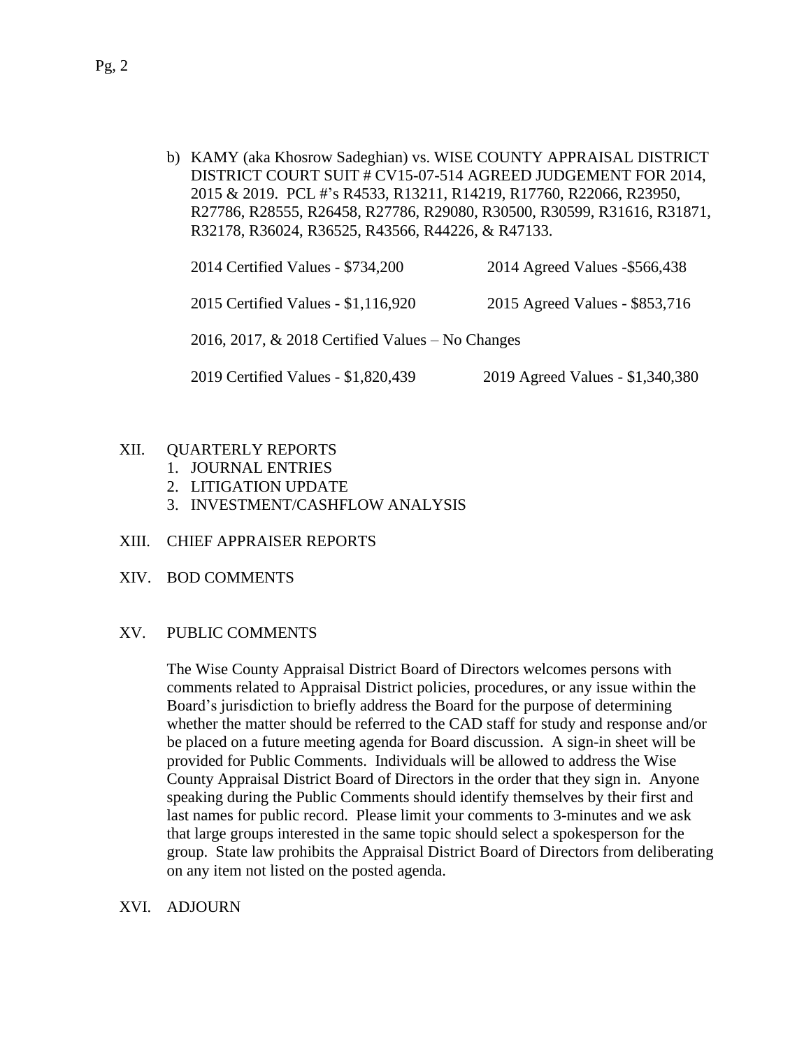b) KAMY (aka Khosrow Sadeghian) vs. WISE COUNTY APPRAISAL DISTRICT DISTRICT COURT SUIT # CV15-07-514 AGREED JUDGEMENT FOR 2014, 2015 & 2019. PCL #'s R4533, R13211, R14219, R17760, R22066, R23950, R27786, R28555, R26458, R27786, R29080, R30500, R30599, R31616, R31871, R32178, R36024, R36525, R43566, R44226, & R47133.

| | |
|---|---|
| 2014 Certified Values - $734,200 | 2014 Agreed Values -$566,438 |
| 2015 Certified Values - $1,116,920 | 2015 Agreed Values - $853,716 |
| 2016, 2017, & 2018 Certified Values – No Changes | |
| 2019 Certified Values - $1,820,439 | 2019 Agreed Values - $1,340,380 |

XII. QUARTERLY REPORTS
1. JOURNAL ENTRIES
2. LITIGATION UPDATE
3. INVESTMENT/CASHFLOW ANALYSIS

XIII. CHIEF APPRAISER REPORTS

XIV. BOD COMMENTS

XV. PUBLIC COMMENTS

The Wise County Appraisal District Board of Directors welcomes persons with comments related to Appraisal District policies, procedures, or any issue within the Board's jurisdiction to briefly address the Board for the purpose of determining whether the matter should be referred to the CAD staff for study and response and/or be placed on a future meeting agenda for Board discussion. A sign-in sheet will be provided for Public Comments. Individuals will be allowed to address the Wise County Appraisal District Board of Directors in the order that they sign in. Anyone speaking during the Public Comments should identify themselves by their first and last names for public record. Please limit your comments to 3-minutes and we ask that large groups interested in the same topic should select a spokesperson for the group. State law prohibits the Appraisal District Board of Directors from deliberating on any item not listed on the posted agenda.

XVI. ADJOURN